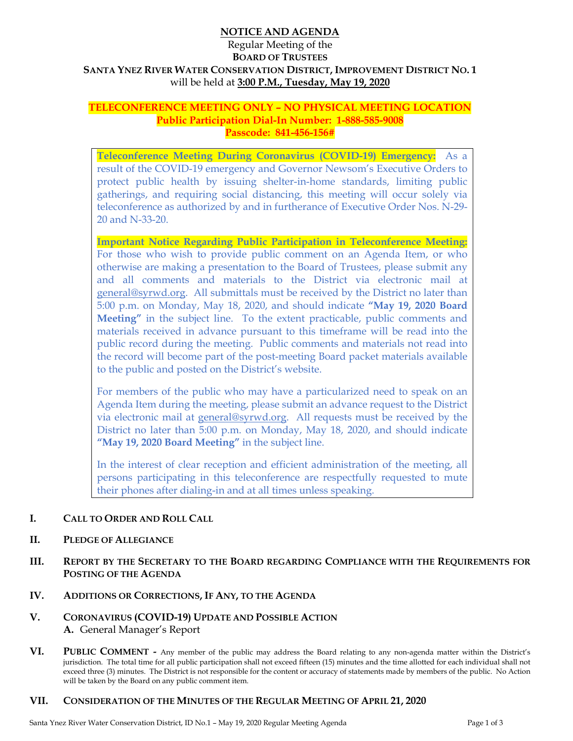# NOTICE AND AGENDA

Regular Meeting of the
**BOARD OF TRUSTEES**
**SANTA YNEZ RIVER WATER CONSERVATION DISTRICT, IMPROVEMENT DISTRICT NO. 1**
will be held at **3:00 P.M., Tuesday, May 19, 2020**

**TELECONFERENCE MEETING ONLY – NO PHYSICAL MEETING LOCATION**
**Public Participation Dial-In Number: 1-888-585-9008**
**Passcode: 841-456-156#**

**Teleconference Meeting During Coronavirus (COVID-19) Emergency:** As a result of the COVID-19 emergency and Governor Newsom's Executive Orders to protect public health by issuing shelter-in-home standards, limiting public gatherings, and requiring social distancing, this meeting will occur solely via teleconference as authorized by and in furtherance of Executive Order Nos. N-29-20 and N-33-20.

**Important Notice Regarding Public Participation in Teleconference Meeting:** For those who wish to provide public comment on an Agenda Item, or who otherwise are making a presentation to the Board of Trustees, please submit any and all comments and materials to the District via electronic mail at general@syrwd.org. All submittals must be received by the District no later than 5:00 p.m. on Monday, May 18, 2020, and should indicate **"May 19, 2020 Board Meeting"** in the subject line. To the extent practicable, public comments and materials received in advance pursuant to this timeframe will be read into the public record during the meeting. Public comments and materials not read into the record will become part of the post-meeting Board packet materials available to the public and posted on the District's website.

For members of the public who may have a particularized need to speak on an Agenda Item during the meeting, please submit an advance request to the District via electronic mail at general@syrwd.org. All requests must be received by the District no later than 5:00 p.m. on Monday, May 18, 2020, and should indicate **"May 19, 2020 Board Meeting"** in the subject line.

In the interest of clear reception and efficient administration of the meeting, all persons participating in this teleconference are respectfully requested to mute their phones after dialing-in and at all times unless speaking.

**I. CALL TO ORDER AND ROLL CALL**

**II. PLEDGE OF ALLEGIANCE**

**III. REPORT BY THE SECRETARY TO THE BOARD REGARDING COMPLIANCE WITH THE REQUIREMENTS FOR POSTING OF THE AGENDA**

**IV. ADDITIONS OR CORRECTIONS, IF ANY, TO THE AGENDA**

**V. CORONAVIRUS (COVID-19) UPDATE AND POSSIBLE ACTION**
**A.** General Manager's Report

**VI. PUBLIC COMMENT -** Any member of the public may address the Board relating to any non-agenda matter within the District's jurisdiction. The total time for all public participation shall not exceed fifteen (15) minutes and the time allotted for each individual shall not exceed three (3) minutes. The District is not responsible for the content or accuracy of statements made by members of the public. No Action will be taken by the Board on any public comment item.

**VII. CONSIDERATION OF THE MINUTES OF THE REGULAR MEETING OF APRIL 21, 2020**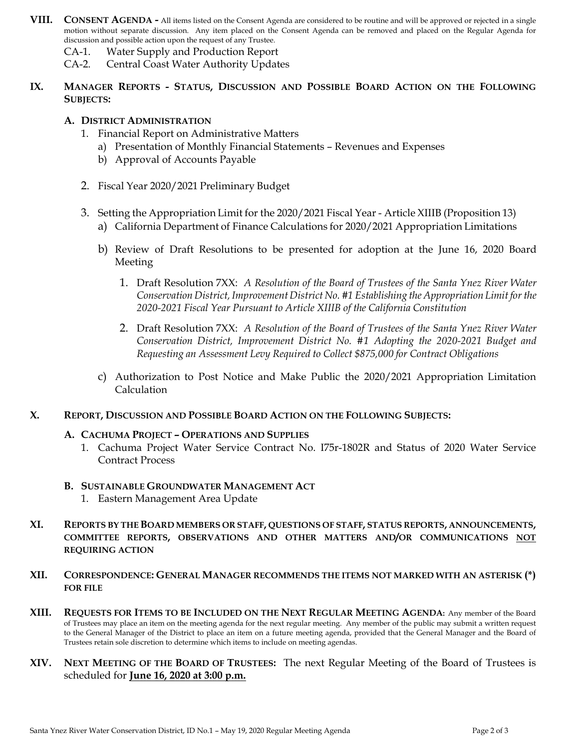**VIII. CONSENT AGENDA -** All items listed on the Consent Agenda are considered to be routine and will be approved or rejected in a single motion without separate discussion. Any item placed on the Consent Agenda can be removed and placed on the Regular Agenda for discussion and possible action upon the request of any Trustee.

CA-1. Water Supply and Production Report

CA-2. Central Coast Water Authority Updates

**IX. MANAGER REPORTS - STATUS, DISCUSSION AND POSSIBLE BOARD ACTION ON THE FOLLOWING SUBJECTS:**

**A. DISTRICT ADMINISTRATION**

1. Financial Report on Administrative Matters
   a) Presentation of Monthly Financial Statements – Revenues and Expenses
   b) Approval of Accounts Payable

2. Fiscal Year 2020/2021 Preliminary Budget

3. Setting the Appropriation Limit for the 2020/2021 Fiscal Year - Article XIIIB (Proposition 13)
   a) California Department of Finance Calculations for 2020/2021 Appropriation Limitations
   b) Review of Draft Resolutions to be presented for adoption at the June 16, 2020 Board Meeting
      1. Draft Resolution 7XX: *A Resolution of the Board of Trustees of the Santa Ynez River Water Conservation District, Improvement District No. #1 Establishing the Appropriation Limit for the 2020-2021 Fiscal Year Pursuant to Article XIIIB of the California Constitution*
      2. Draft Resolution 7XX: *A Resolution of the Board of Trustees of the Santa Ynez River Water Conservation District, Improvement District No. #1 Adopting the 2020-2021 Budget and Requesting an Assessment Levy Required to Collect $875,000 for Contract Obligations*
   c) Authorization to Post Notice and Make Public the 2020/2021 Appropriation Limitation Calculation

**X. REPORT, DISCUSSION AND POSSIBLE BOARD ACTION ON THE FOLLOWING SUBJECTS:**

**A. CACHUMA PROJECT – OPERATIONS AND SUPPLIES**

1. Cachuma Project Water Service Contract No. I75r-1802R and Status of 2020 Water Service Contract Process

**B. SUSTAINABLE GROUNDWATER MANAGEMENT ACT**

1. Eastern Management Area Update

**XI. REPORTS BY THE BOARD MEMBERS OR STAFF, QUESTIONS OF STAFF, STATUS REPORTS, ANNOUNCEMENTS, COMMITTEE REPORTS, OBSERVATIONS AND OTHER MATTERS AND/OR COMMUNICATIONS NOT REQUIRING ACTION**

**XII. CORRESPONDENCE: GENERAL MANAGER RECOMMENDS THE ITEMS NOT MARKED WITH AN ASTERISK (*) FOR FILE**

**XIII. REQUESTS FOR ITEMS TO BE INCLUDED ON THE NEXT REGULAR MEETING AGENDA:** Any member of the Board of Trustees may place an item on the meeting agenda for the next regular meeting. Any member of the public may submit a written request to the General Manager of the District to place an item on a future meeting agenda, provided that the General Manager and the Board of Trustees retain sole discretion to determine which items to include on meeting agendas.

**XIV. NEXT MEETING OF THE BOARD OF TRUSTEES:** The next Regular Meeting of the Board of Trustees is scheduled for **June 16, 2020 at 3:00 p.m.**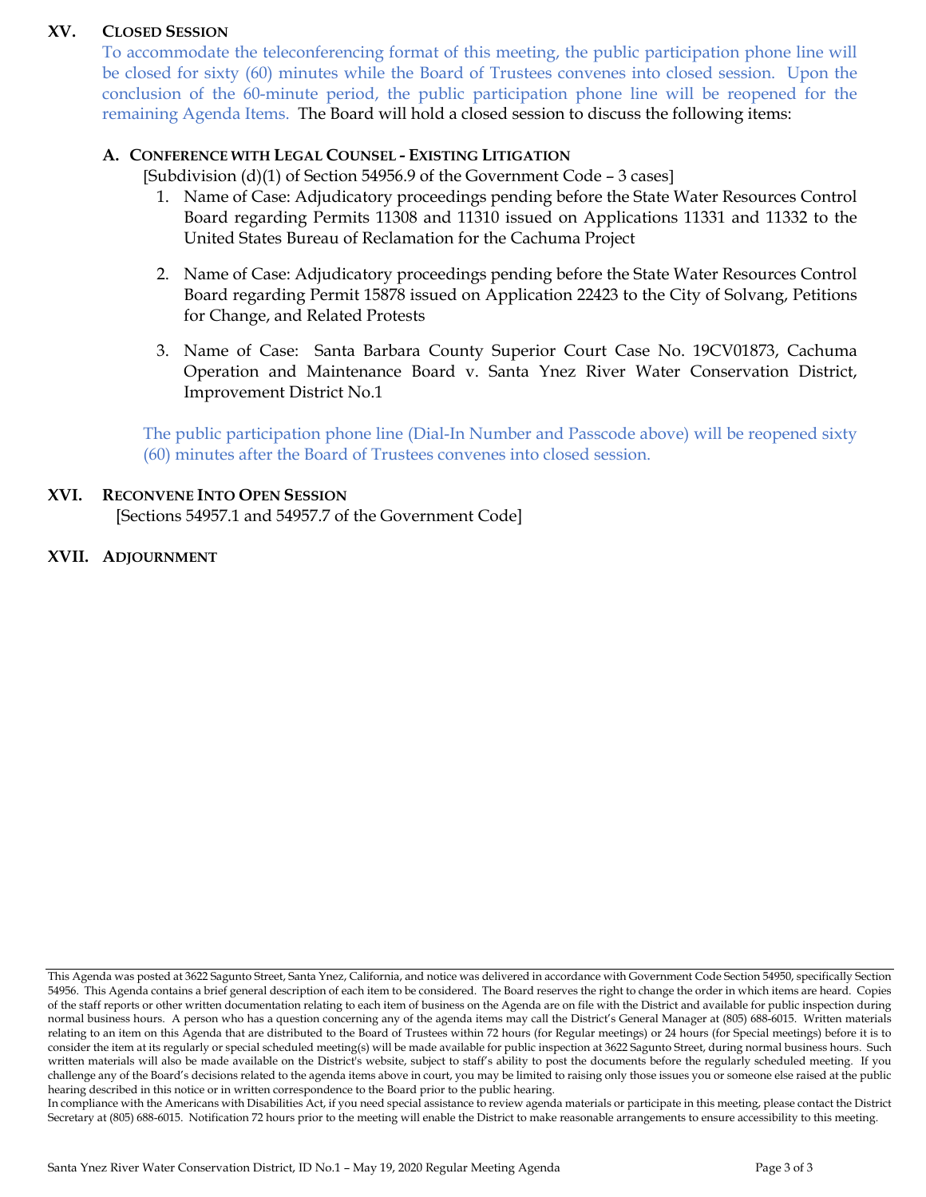## XV. CLOSED SESSION

To accommodate the teleconferencing format of this meeting, the public participation phone line will be closed for sixty (60) minutes while the Board of Trustees convenes into closed session. Upon the conclusion of the 60-minute period, the public participation phone line will be reopened for the remaining Agenda Items. The Board will hold a closed session to discuss the following items:

### A. CONFERENCE WITH LEGAL COUNSEL - EXISTING LITIGATION

[Subdivision (d)(1) of Section 54956.9 of the Government Code – 3 cases]

1. Name of Case: Adjudicatory proceedings pending before the State Water Resources Control Board regarding Permits 11308 and 11310 issued on Applications 11331 and 11332 to the United States Bureau of Reclamation for the Cachuma Project

2. Name of Case: Adjudicatory proceedings pending before the State Water Resources Control Board regarding Permit 15878 issued on Application 22423 to the City of Solvang, Petitions for Change, and Related Protests

3. Name of Case: Santa Barbara County Superior Court Case No. 19CV01873, Cachuma Operation and Maintenance Board v. Santa Ynez River Water Conservation District, Improvement District No.1

The public participation phone line (Dial-In Number and Passcode above) will be reopened sixty (60) minutes after the Board of Trustees convenes into closed session.

## XVI. RECONVENE INTO OPEN SESSION

[Sections 54957.1 and 54957.7 of the Government Code]

## XVII. ADJOURNMENT

---

This Agenda was posted at 3622 Sagunto Street, Santa Ynez, California, and notice was delivered in accordance with Government Code Section 54950, specifically Section 54956. This Agenda contains a brief general description of each item to be considered. The Board reserves the right to change the order in which items are heard. Copies of the staff reports or other written documentation relating to each item of business on the Agenda are on file with the District and available for public inspection during normal business hours. A person who has a question concerning any of the agenda items may call the District's General Manager at (805) 688-6015. Written materials relating to an item on this Agenda that are distributed to the Board of Trustees within 72 hours (for Regular meetings) or 24 hours (for Special meetings) before it is to consider the item at its regularly or special scheduled meeting(s) will be made available for public inspection at 3622 Sagunto Street, during normal business hours. Such written materials will also be made available on the District's website, subject to staff's ability to post the documents before the regularly scheduled meeting. If you challenge any of the Board's decisions related to the agenda items above in court, you may be limited to raising only those issues you or someone else raised at the public hearing described in this notice or in written correspondence to the Board prior to the public hearing.

In compliance with the Americans with Disabilities Act, if you need special assistance to review agenda materials or participate in this meeting, please contact the District Secretary at (805) 688-6015. Notification 72 hours prior to the meeting will enable the District to make reasonable arrangements to ensure accessibility to this meeting.